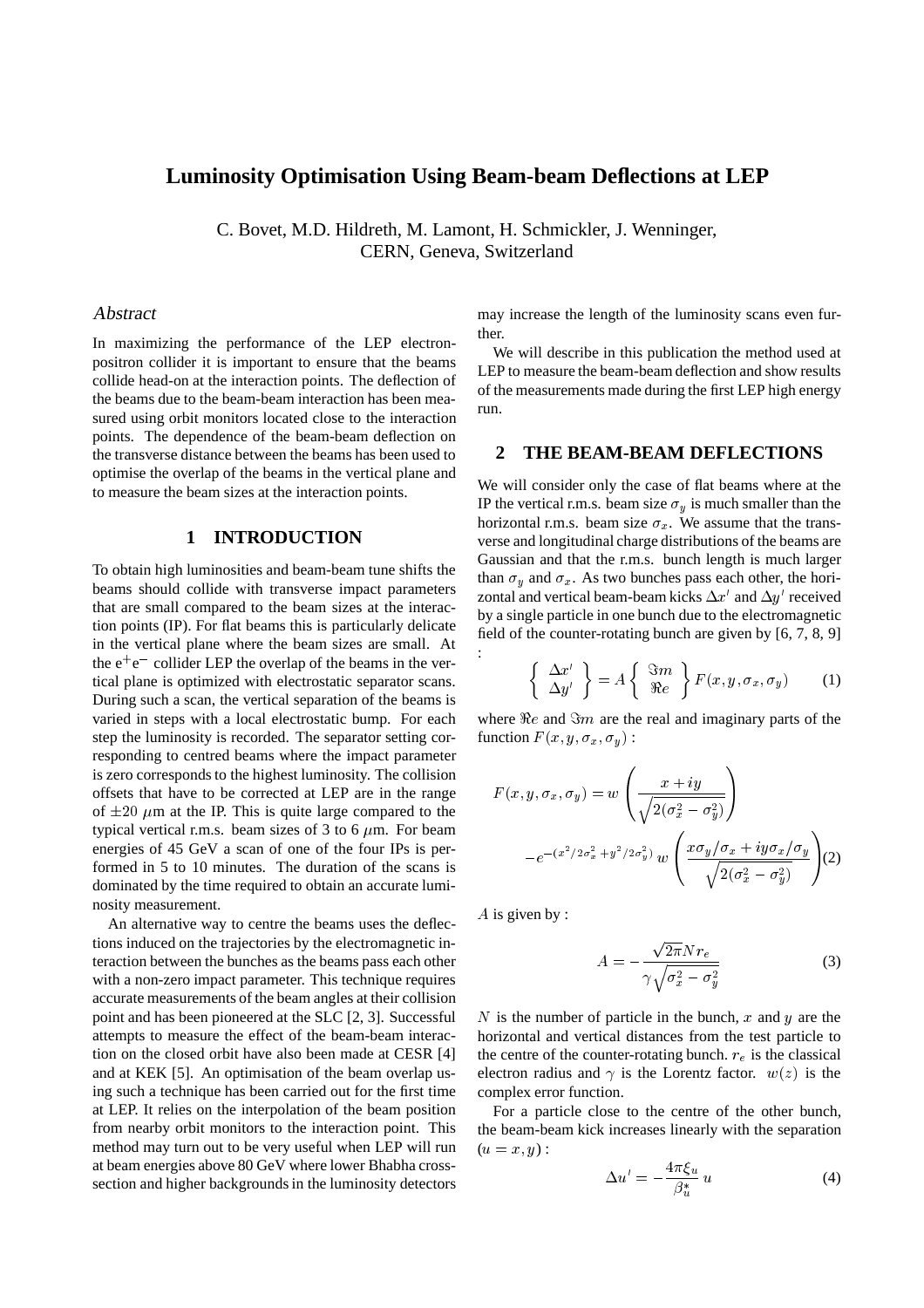# Luminosity Optimisation Using Beam-beam Deflections at LEP

C. Bovet, M.D. Hildreth, M. Lamont, H. Schmickler, J. Wenninger, 
CERN, Geneva, Switzerland

## Abstract

In maximizing the performance of the LEP electron-positron collider it is important to ensure that the beams collide head-on at the interaction points. The deflection of the beams due to the beam-beam interaction has been measured using orbit monitors located close to the interaction points. The dependence of the beam-beam deflection on the transverse distance between the beams has been used to optimise the overlap of the beams in the vertical plane and to measure the beam sizes at the interaction points.

## 1 INTRODUCTION

To obtain high luminosities and beam-beam tune shifts the beams should collide with transverse impact parameters that are small compared to the beam sizes at the interaction points (IP). For flat beams this is particularly delicate in the vertical plane where the beam sizes are small. At the $e^+e^-$ collider LEP the overlap of the beams in the vertical plane is optimized with electrostatic separator scans. During such a scan, the vertical separation of the beams is varied in steps with a local electrostatic bump. For each step the luminosity is recorded. The separator setting corresponding to centred beams where the impact parameter is zero corresponds to the highest luminosity. The collision offsets that have to be corrected at LEP are in the range of $\pm 20$ $\mu$m at the IP. This is quite large compared to the typical vertical r.m.s. beam sizes of 3 to 6 $\mu$m. For beam energies of 45 GeV a scan of one of the four IPs is performed in 5 to 10 minutes. The duration of the scans is dominated by the time required to obtain an accurate luminosity measurement.

An alternative way to centre the beams uses the deflections induced on the trajectories by the electromagnetic interaction between the bunches as the beams pass each other with a non-zero impact parameter. This technique requires accurate measurements of the beam angles at their collision point and has been pioneered at the SLC [2, 3]. Successful attempts to measure the effect of the beam-beam interaction on the closed orbit have also been made at CESR [4] and at KEK [5]. An optimisation of the beam overlap using such a technique has been carried out for the first time at LEP. It relies on the interpolation of the beam position from nearby orbit monitors to the interaction point. This method may turn out to be very useful when LEP will run at beam energies above 80 GeV where lower Bhabha cross-section and higher backgrounds in the luminosity detectors may increase the length of the luminosity scans even further.

We will describe in this publication the method used at LEP to measure the beam-beam deflection and show results of the measurements made during the first LEP high energy run.

## 2 THE BEAM-BEAM DEFLECTIONS

We will consider only the case of flat beams where at the IP the vertical r.m.s. beam size $\sigma_y$ is much smaller than the horizontal r.m.s. beam size $\sigma_x$. We assume that the transverse and longitudinal charge distributions of the beams are Gaussian and that the r.m.s. bunch length is much larger than $\sigma_y$ and $\sigma_x$. As two bunches pass each other, the horizontal and vertical beam-beam kicks $\Delta x'$ and $\Delta y'$ received by a single particle in one bunch due to the electromagnetic field of the counter-rotating bunch are given by [6, 7, 8, 9] :

$$\left\{ \begin{array}{c} \Delta x' \\ \Delta y' \end{array} \right\} = A \left\{ \begin{array}{c} \Im m \\ \Re e \end{array} \right\} F(x, y, \sigma_x, \sigma_y) \qquad (1)$$

where $\Re e$ and $\Im m$ are the real and imaginary parts of the function $F(x, y, \sigma_x, \sigma_y)$ :

$$F(x, y, \sigma_x, \sigma_y) = w\left(\frac{x + iy}{\sqrt{2(\sigma_x^2 - \sigma_y^2)}}\right) - e^{-(x^2/2\sigma_x^2 + y^2/2\sigma_y^2)}\, w\left(\frac{x\sigma_y/\sigma_x + iy\sigma_x/\sigma_y}{\sqrt{2(\sigma_x^2 - \sigma_y^2)}}\right) \qquad (2)$$

$A$ is given by :

$$A = -\frac{\sqrt{2\pi} N r_e}{\gamma\sqrt{\sigma_x^2 - \sigma_y^2}} \qquad (3)$$

$N$ is the number of particle in the bunch, $x$ and $y$ are the horizontal and vertical distances from the test particle to the centre of the counter-rotating bunch. $r_e$ is the classical electron radius and $\gamma$ is the Lorentz factor. $w(z)$ is the complex error function.

For a particle close to the centre of the other bunch, the beam-beam kick increases linearly with the separation $(u = x, y)$ :

$$\Delta u' = -\frac{4\pi\xi_u}{\beta_u^*}\, u \qquad (4)$$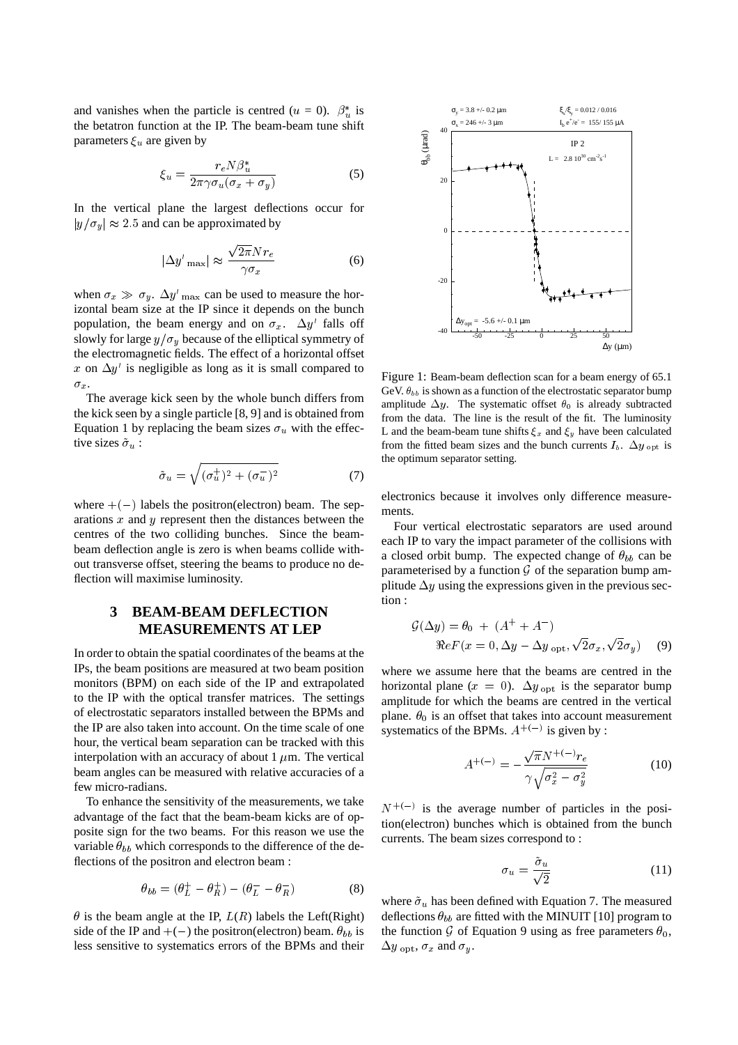and vanishes when the particle is centred ($u$ = 0). $\beta_u^*$ is the betatron function at the IP. The beam-beam tune shift parameters $\xi_u$ are given by

$$\xi_u = \frac{r_e N \beta_u^*}{2\pi\gamma\sigma_u(\sigma_x + \sigma_y)} \tag{5}$$

In the vertical plane the largest deflections occur for $|y/\sigma_y| \approx 2.5$ and can be approximated by

$$|\Delta y'_{\max}| \approx \frac{\sqrt{2\pi} N r_e}{\gamma \sigma_x} \tag{6}$$

when $\sigma_x \gg \sigma_y$. $\Delta y'_{\max}$ can be used to measure the horizontal beam size at the IP since it depends on the bunch population, the beam energy and on $\sigma_x$. $\Delta y'$ falls off slowly for large $y/\sigma_y$ because of the elliptical symmetry of the electromagnetic fields. The effect of a horizontal offset $x$ on $\Delta y'$ is negligible as long as it is small compared to $\sigma_x$.

The average kick seen by the whole bunch differs from the kick seen by a single particle [8, 9] and is obtained from Equation 1 by replacing the beam sizes $\sigma_u$ with the effective sizes $\tilde{\sigma}_u$ :

$$\tilde{\sigma}_u = \sqrt{(\sigma_u^+)^2 + (\sigma_u^-)^2} \tag{7}$$

where $+(-)$ labels the positron(electron) beam. The separations $x$ and $y$ represent then the distances between the centres of the two colliding bunches. Since the beam-beam deflection angle is zero is when beams collide without transverse offset, steering the beams to produce no deflection will maximise luminosity.

## 3 BEAM-BEAM DEFLECTION MEASUREMENTS AT LEP

In order to obtain the spatial coordinates of the beams at the IPs, the beam positions are measured at two beam position monitors (BPM) on each side of the IP and extrapolated to the IP with the optical transfer matrices. The settings of electrostatic separators installed between the BPMs and the IP are also taken into account. On the time scale of one hour, the vertical beam separation can be tracked with this interpolation with an accuracy of about 1 $\mu$m. The vertical beam angles can be measured with relative accuracies of a few micro-radians.

To enhance the sensitivity of the measurements, we take advantage of the fact that the beam-beam kicks are of opposite sign for the two beams. For this reason we use the variable $\theta_{bb}$ which corresponds to the difference of the deflections of the positron and electron beam :

$$\theta_{bb} = (\theta_L^+ - \theta_R^+) - (\theta_L^- - \theta_R^-) \tag{8}$$

$\theta$ is the beam angle at the IP, $L(R)$ labels the Left(Right) side of the IP and $+(-)$ the positron(electron) beam. $\theta_{bb}$ is less sensitive to systematics errors of the BPMs and their electronics because it involves only difference measurements.

Figure 1: Beam-beam deflection scan for a beam energy of 65.1 GeV. $\theta_{bb}$ is shown as a function of the electrostatic separator bump amplitude $\Delta y$. The systematic offset $\theta_0$ is already subtracted from the data. The line is the result of the fit. The luminosity L and the beam-beam tune shifts $\xi_x$ and $\xi_y$ have been calculated from the fitted beam sizes and the bunch currents $I_b$. $\Delta y_{\rm opt}$ is the optimum separator setting.

Four vertical electrostatic separators are used around each IP to vary the impact parameter of the collisions with a closed orbit bump. The expected change of $\theta_{bb}$ can be parameterised by a function $\mathcal{G}$ of the separation bump amplitude $\Delta y$ using the expressions given in the previous section :

$$\mathcal{G}(\Delta y) = \theta_0 \;+\; (A^+ + A^-) \\ \Re e F(x=0, \Delta y - \Delta y_{\rm opt}, \sqrt{2}\sigma_x, \sqrt{2}\sigma_y) \tag{9}$$

where we assume here that the beams are centred in the horizontal plane ($x$ = 0). $\Delta y_{\rm opt}$ is the separator bump amplitude for which the beams are centred in the vertical plane. $\theta_0$ is an offset that takes into account measurement systematics of the BPMs. $A^{+(-)}$ is given by :

$$A^{+(-)} = -\frac{\sqrt{\pi} N^{+(-)} r_e}{\gamma\sqrt{\sigma_x^2 - \sigma_y^2}} \tag{10}$$

$N^{+(-)}$ is the average number of particles in the positron(electron) bunches which is obtained from the bunch currents. The beam sizes correspond to :

$$\sigma_u = \frac{\tilde{\sigma}_u}{\sqrt{2}} \tag{11}$$

where $\tilde{\sigma}_u$ has been defined with Equation 7. The measured deflections $\theta_{bb}$ are fitted with the MINUIT [10] program to the function $\mathcal{G}$ of Equation 9 using as free parameters $\theta_0$, $\Delta y_{\rm opt}$, $\sigma_x$ and $\sigma_y$.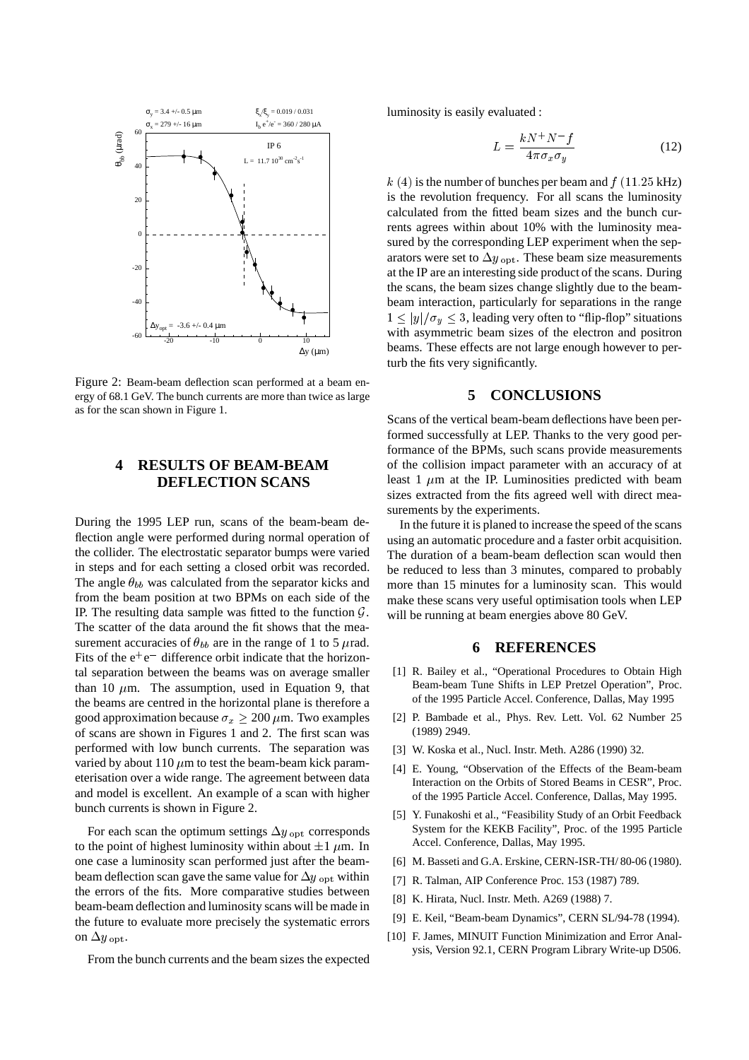$\sigma_y$ = 3.4 +/- 0.5 μm

$\sigma_x$ = 279 +/- 16 μm

$\xi_x/\xi_y$ = 0.019 / 0.031

$I_b$ e+/e- = 360 / 280 μA

IP 6

L = 11.7 10^30 cm^-2 s^-1

$\theta_{bb}$ (μrad)

60

40

20

0

-20

-40

-60

$\Delta y_{opt}$ = -3.6 +/- 0.4 μm

-20

-10

0

10

Δy (μm)

Figure 2: Beam-beam deflection scan performed at a beam energy of 68.1 GeV. The bunch currents are more than twice as large as for the scan shown in Figure 1.

## 4 RESULTS OF BEAM-BEAM DEFLECTION SCANS

During the 1995 LEP run, scans of the beam-beam deflection angle were performed during normal operation of the collider. The electrostatic separator bumps were varied in steps and for each setting a closed orbit was recorded. The angle $\theta_{bb}$ was calculated from the separator kicks and from the beam position at two BPMs on each side of the IP. The resulting data sample was fitted to the function $\mathcal{G}$. The scatter of the data around the fit shows that the measurement accuracies of $\theta_{bb}$ are in the range of 1 to 5 $\mu$rad. Fits of the $e^+e^-$ difference orbit indicate that the horizontal separation between the beams was on average smaller than 10 $\mu$m. The assumption, used in Equation 9, that the beams are centred in the horizontal plane is therefore a good approximation because $\sigma_x \geq 200\,\mu$m. Two examples of scans are shown in Figures 1 and 2. The first scan was performed with low bunch currents. The separation was varied by about 110 $\mu$m to test the beam-beam kick parameterisation over a wide range. The agreement between data and model is excellent. An example of a scan with higher bunch currents is shown in Figure 2.

For each scan the optimum settings $\Delta y_{\,\rm opt}$ corresponds to the point of highest luminosity within about $\pm 1\,\mu$m. In one case a luminosity scan performed just after the beam-beam deflection scan gave the same value for $\Delta y_{\,\rm opt}$ within the errors of the fits. More comparative studies between beam-beam deflection and luminosity scans will be made in the future to evaluate more precisely the systematic errors on $\Delta y_{\,\rm opt}$.

From the bunch currents and the beam sizes the expected luminosity is easily evaluated :

$$L = \frac{kN^+N^-f}{4\pi\sigma_x\sigma_y} \tag{12}$$

$k$ (4) is the number of bunches per beam and $f$ (11.25 kHz) is the revolution frequency. For all scans the luminosity calculated from the fitted beam sizes and the bunch currents agrees within about 10% with the luminosity measured by the corresponding LEP experiment when the separators were set to $\Delta y_{\,\rm opt}$. These beam size measurements at the IP are an interesting side product of the scans. During the scans, the beam sizes change slightly due to the beam-beam interaction, particularly for separations in the range $1 \leq |y|/\sigma_y \leq 3$, leading very often to "flip-flop" situations with asymmetric beam sizes of the electron and positron beams. These effects are not large enough however to perturb the fits very significantly.

## 5 CONCLUSIONS

Scans of the vertical beam-beam deflections have been performed successfully at LEP. Thanks to the very good performance of the BPMs, such scans provide measurements of the collision impact parameter with an accuracy of at least 1 $\mu$m at the IP. Luminosities predicted with beam sizes extracted from the fits agreed well with direct measurements by the experiments.

In the future it is planed to increase the speed of the scans using an automatic procedure and a faster orbit acquisition. The duration of a beam-beam deflection scan would then be reduced to less than 3 minutes, compared to probably more than 15 minutes for a luminosity scan. This would make these scans very useful optimisation tools when LEP will be running at beam energies above 80 GeV.

## 6 REFERENCES

[1] R. Bailey et al., "Operational Procedures to Obtain High Beam-beam Tune Shifts in LEP Pretzel Operation", Proc. of the 1995 Particle Accel. Conference, Dallas, May 1995

[2] P. Bambade et al., Phys. Rev. Lett. Vol. 62 Number 25 (1989) 2949.

[3] W. Koska et al., Nucl. Instr. Meth. A286 (1990) 32.

[4] E. Young, "Observation of the Effects of the Beam-beam Interaction on the Orbits of Stored Beams in CESR", Proc. of the 1995 Particle Accel. Conference, Dallas, May 1995.

[5] Y. Funakoshi et al., "Feasibility Study of an Orbit Feedback System for the KEKB Facility", Proc. of the 1995 Particle Accel. Conference, Dallas, May 1995.

[6] M. Basseti and G.A. Erskine, CERN-ISR-TH/ 80-06 (1980).

[7] R. Talman, AIP Conference Proc. 153 (1987) 789.

[8] K. Hirata, Nucl. Instr. Meth. A269 (1988) 7.

[9] E. Keil, "Beam-beam Dynamics", CERN SL/94-78 (1994).

[10] F. James, MINUIT Function Minimization and Error Analysis, Version 92.1, CERN Program Library Write-up D506.